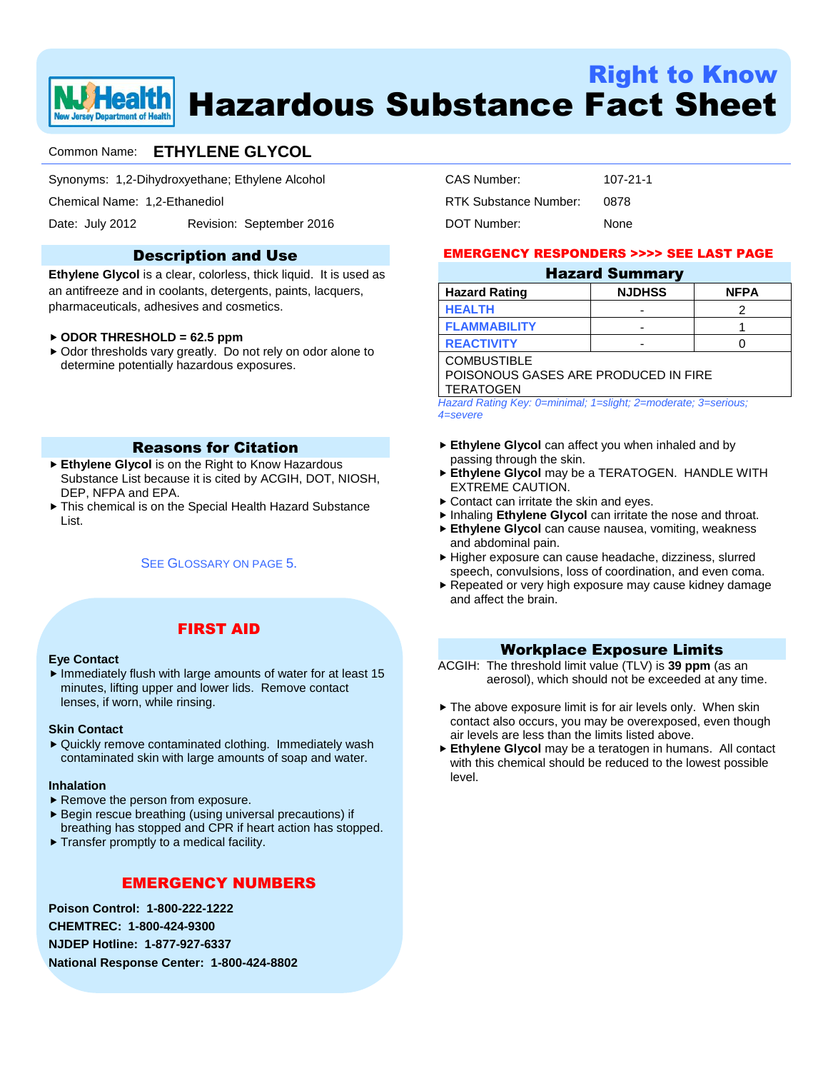# Right to Know
# Hazardous Substance Fact Sheet

Common Name: **ETHYLENE GLYCOL**

Synonyms: 1,2-Dihydroxyethane; Ethylene Alcohol

Chemical Name: 1,2-Ethanediol

Date: July 2012 Revision: September 2016

CAS Number: 107-21-1

RTK Substance Number: 0878

DOT Number: None

## Description and Use

**Ethylene Glycol** is a clear, colorless, thick liquid. It is used as an antifreeze and in coolants, detergents, paints, lacquers, pharmaceuticals, adhesives and cosmetics.

- **ODOR THRESHOLD = 62.5 ppm**
- Odor thresholds vary greatly. Do not rely on odor alone to determine potentially hazardous exposures.

## Reasons for Citation

- **Ethylene Glycol** is on the Right to Know Hazardous Substance List because it is cited by ACGIH, DOT, NIOSH, DEP, NFPA and EPA.
- This chemical is on the Special Health Hazard Substance List.

SEE GLOSSARY ON PAGE 5.

## FIRST AID

**Eye Contact**

- Immediately flush with large amounts of water for at least 15 minutes, lifting upper and lower lids. Remove contact lenses, if worn, while rinsing.

**Skin Contact**

- Quickly remove contaminated clothing. Immediately wash contaminated skin with large amounts of soap and water.

**Inhalation**

- Remove the person from exposure.
- Begin rescue breathing (using universal precautions) if breathing has stopped and CPR if heart action has stopped.
- Transfer promptly to a medical facility.

## EMERGENCY NUMBERS

**Poison Control: 1-800-222-1222**

**CHEMTREC: 1-800-424-9300**

**NJDEP Hotline: 1-877-927-6337**

**National Response Center: 1-800-424-8802**

**EMERGENCY RESPONDERS >>>> SEE LAST PAGE**

## Hazard Summary

| Hazard Rating | NJDHSS | NFPA |
|---|---|---|
| HEALTH | - | 2 |
| FLAMMABILITY | - | 1 |
| REACTIVITY | - | 0 |
| COMBUSTIBLE<br>POISONOUS GASES ARE PRODUCED IN FIRE<br>TERATOGEN | | |

*Hazard Rating Key: 0=minimal; 1=slight; 2=moderate; 3=serious; 4=severe*

- **Ethylene Glycol** can affect you when inhaled and by passing through the skin.
- **Ethylene Glycol** may be a TERATOGEN. HANDLE WITH EXTREME CAUTION.
- Contact can irritate the skin and eyes.
- Inhaling **Ethylene Glycol** can irritate the nose and throat.
- **Ethylene Glycol** can cause nausea, vomiting, weakness and abdominal pain.
- Higher exposure can cause headache, dizziness, slurred speech, convulsions, loss of coordination, and even coma.
- Repeated or very high exposure may cause kidney damage and affect the brain.

## Workplace Exposure Limits

ACGIH: The threshold limit value (TLV) is **39 ppm** (as an aerosol), which should not be exceeded at any time.

- The above exposure limit is for air levels only. When skin contact also occurs, you may be overexposed, even though air levels are less than the limits listed above.
- **Ethylene Glycol** may be a teratogen in humans. All contact with this chemical should be reduced to the lowest possible level.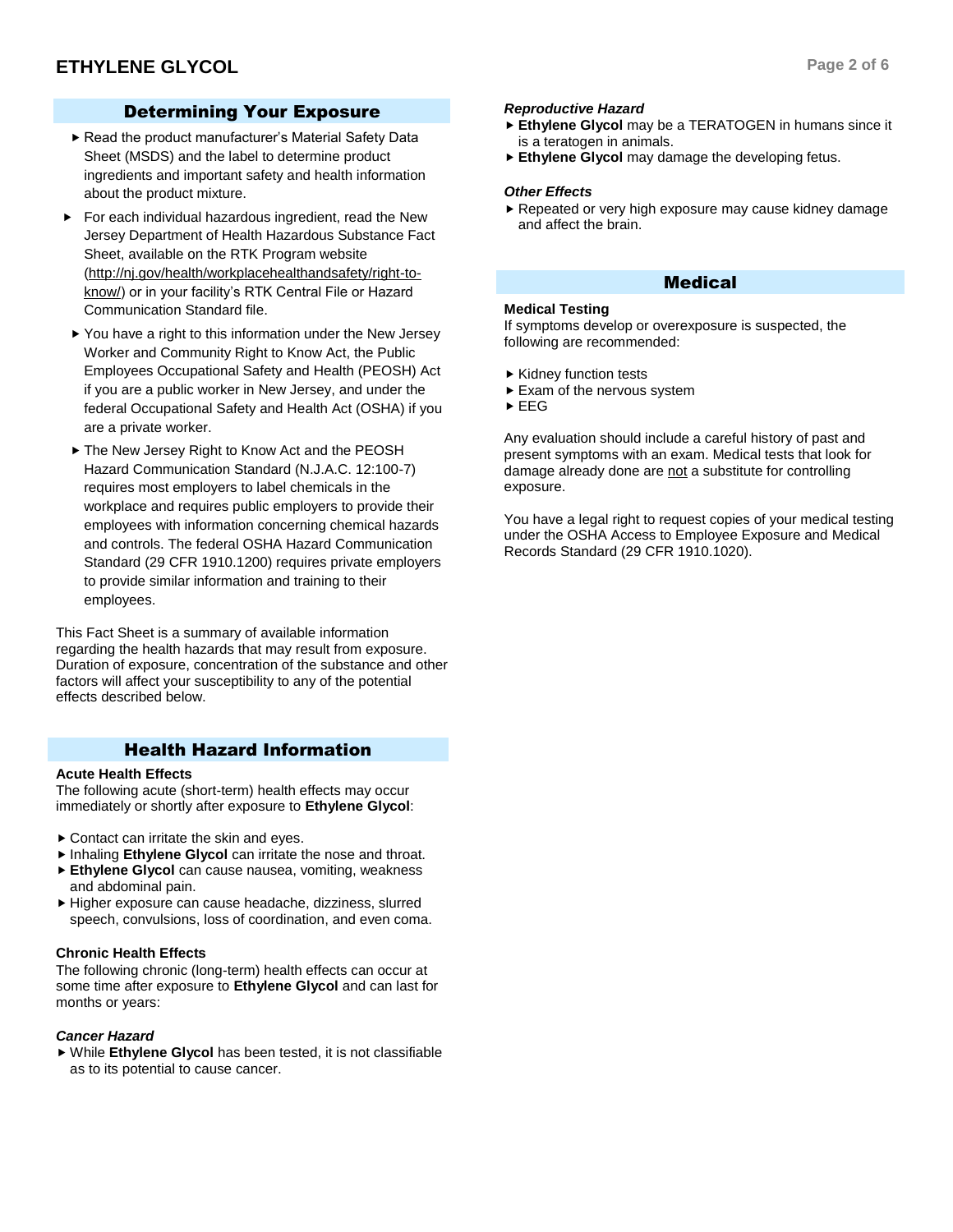## Determining Your Exposure

- Read the product manufacturer's Material Safety Data Sheet (MSDS) and the label to determine product ingredients and important safety and health information about the product mixture.
- For each individual hazardous ingredient, read the New Jersey Department of Health Hazardous Substance Fact Sheet, available on the RTK Program website (http://nj.gov/health/workplacehealthandsafety/right-to-know/) or in your facility's RTK Central File or Hazard Communication Standard file.
- You have a right to this information under the New Jersey Worker and Community Right to Know Act, the Public Employees Occupational Safety and Health (PEOSH) Act if you are a public worker in New Jersey, and under the federal Occupational Safety and Health Act (OSHA) if you are a private worker.
- The New Jersey Right to Know Act and the PEOSH Hazard Communication Standard (N.J.A.C. 12:100-7) requires most employers to label chemicals in the workplace and requires public employers to provide their employees with information concerning chemical hazards and controls. The federal OSHA Hazard Communication Standard (29 CFR 1910.1200) requires private employers to provide similar information and training to their employees.

This Fact Sheet is a summary of available information regarding the health hazards that may result from exposure. Duration of exposure, concentration of the substance and other factors will affect your susceptibility to any of the potential effects described below.

## Health Hazard Information

**Acute Health Effects**

The following acute (short-term) health effects may occur immediately or shortly after exposure to **Ethylene Glycol**:

- Contact can irritate the skin and eyes.
- Inhaling **Ethylene Glycol** can irritate the nose and throat.
- **Ethylene Glycol** can cause nausea, vomiting, weakness and abdominal pain.
- Higher exposure can cause headache, dizziness, slurred speech, convulsions, loss of coordination, and even coma.

**Chronic Health Effects**

The following chronic (long-term) health effects can occur at some time after exposure to **Ethylene Glycol** and can last for months or years:

***Cancer Hazard***

- While **Ethylene Glycol** has been tested, it is not classifiable as to its potential to cause cancer.

***Reproductive Hazard***

- **Ethylene Glycol** may be a TERATOGEN in humans since it is a teratogen in animals.
- **Ethylene Glycol** may damage the developing fetus.

***Other Effects***

- Repeated or very high exposure may cause kidney damage and affect the brain.

## Medical

**Medical Testing**

If symptoms develop or overexposure is suspected, the following are recommended:

- Kidney function tests
- Exam of the nervous system
- EEG

Any evaluation should include a careful history of past and present symptoms with an exam. Medical tests that look for damage already done are not a substitute for controlling exposure.

You have a legal right to request copies of your medical testing under the OSHA Access to Employee Exposure and Medical Records Standard (29 CFR 1910.1020).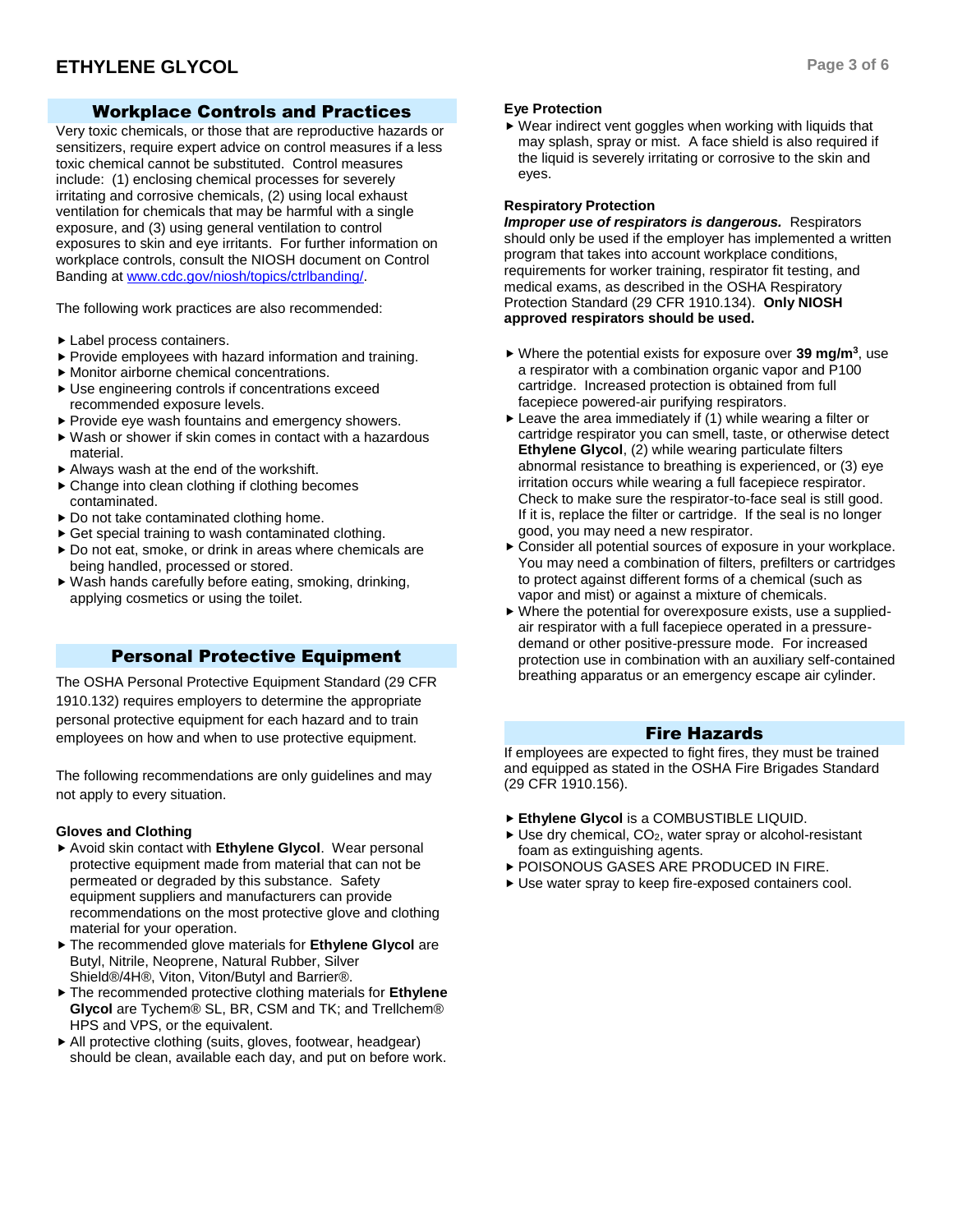## Workplace Controls and Practices

Very toxic chemicals, or those that are reproductive hazards or sensitizers, require expert advice on control measures if a less toxic chemical cannot be substituted. Control measures include: (1) enclosing chemical processes for severely irritating and corrosive chemicals, (2) using local exhaust ventilation for chemicals that may be harmful with a single exposure, and (3) using general ventilation to control exposures to skin and eye irritants. For further information on workplace controls, consult the NIOSH document on Control Banding at www.cdc.gov/niosh/topics/ctrlbanding/.

The following work practices are also recommended:

- Label process containers.
- Provide employees with hazard information and training.
- Monitor airborne chemical concentrations.
- Use engineering controls if concentrations exceed recommended exposure levels.
- Provide eye wash fountains and emergency showers.
- Wash or shower if skin comes in contact with a hazardous material.
- Always wash at the end of the workshift.
- Change into clean clothing if clothing becomes contaminated.
- Do not take contaminated clothing home.
- Get special training to wash contaminated clothing.
- Do not eat, smoke, or drink in areas where chemicals are being handled, processed or stored.
- Wash hands carefully before eating, smoking, drinking, applying cosmetics or using the toilet.

## Personal Protective Equipment

The OSHA Personal Protective Equipment Standard (29 CFR 1910.132) requires employers to determine the appropriate personal protective equipment for each hazard and to train employees on how and when to use protective equipment.

The following recommendations are only guidelines and may not apply to every situation.

### Gloves and Clothing

- Avoid skin contact with **Ethylene Glycol**. Wear personal protective equipment made from material that can not be permeated or degraded by this substance. Safety equipment suppliers and manufacturers can provide recommendations on the most protective glove and clothing material for your operation.
- The recommended glove materials for **Ethylene Glycol** are Butyl, Nitrile, Neoprene, Natural Rubber, Silver Shield®/4H®, Viton, Viton/Butyl and Barrier®.
- The recommended protective clothing materials for **Ethylene Glycol** are Tychem® SL, BR, CSM and TK; and Trellchem® HPS and VPS, or the equivalent.
- All protective clothing (suits, gloves, footwear, headgear) should be clean, available each day, and put on before work.

### Eye Protection

- Wear indirect vent goggles when working with liquids that may splash, spray or mist. A face shield is also required if the liquid is severely irritating or corrosive to the skin and eyes.

### Respiratory Protection

***Improper use of respirators is dangerous.*** Respirators should only be used if the employer has implemented a written program that takes into account workplace conditions, requirements for worker training, respirator fit testing, and medical exams, as described in the OSHA Respiratory Protection Standard (29 CFR 1910.134). **Only NIOSH approved respirators should be used.**

- Where the potential exists for exposure over **39 mg/m$^3$**, use a respirator with a combination organic vapor and P100 cartridge. Increased protection is obtained from full facepiece powered-air purifying respirators.
- Leave the area immediately if (1) while wearing a filter or cartridge respirator you can smell, taste, or otherwise detect **Ethylene Glycol**, (2) while wearing particulate filters abnormal resistance to breathing is experienced, or (3) eye irritation occurs while wearing a full facepiece respirator. Check to make sure the respirator-to-face seal is still good. If it is, replace the filter or cartridge. If the seal is no longer good, you may need a new respirator.
- Consider all potential sources of exposure in your workplace. You may need a combination of filters, prefilters or cartridges to protect against different forms of a chemical (such as vapor and mist) or against a mixture of chemicals.
- Where the potential for overexposure exists, use a supplied-air respirator with a full facepiece operated in a pressure-demand or other positive-pressure mode. For increased protection use in combination with an auxiliary self-contained breathing apparatus or an emergency escape air cylinder.

## Fire Hazards

If employees are expected to fight fires, they must be trained and equipped as stated in the OSHA Fire Brigades Standard (29 CFR 1910.156).

- **Ethylene Glycol** is a COMBUSTIBLE LIQUID.
- Use dry chemical, $CO_2$, water spray or alcohol-resistant foam as extinguishing agents.
- POISONOUS GASES ARE PRODUCED IN FIRE.
- Use water spray to keep fire-exposed containers cool.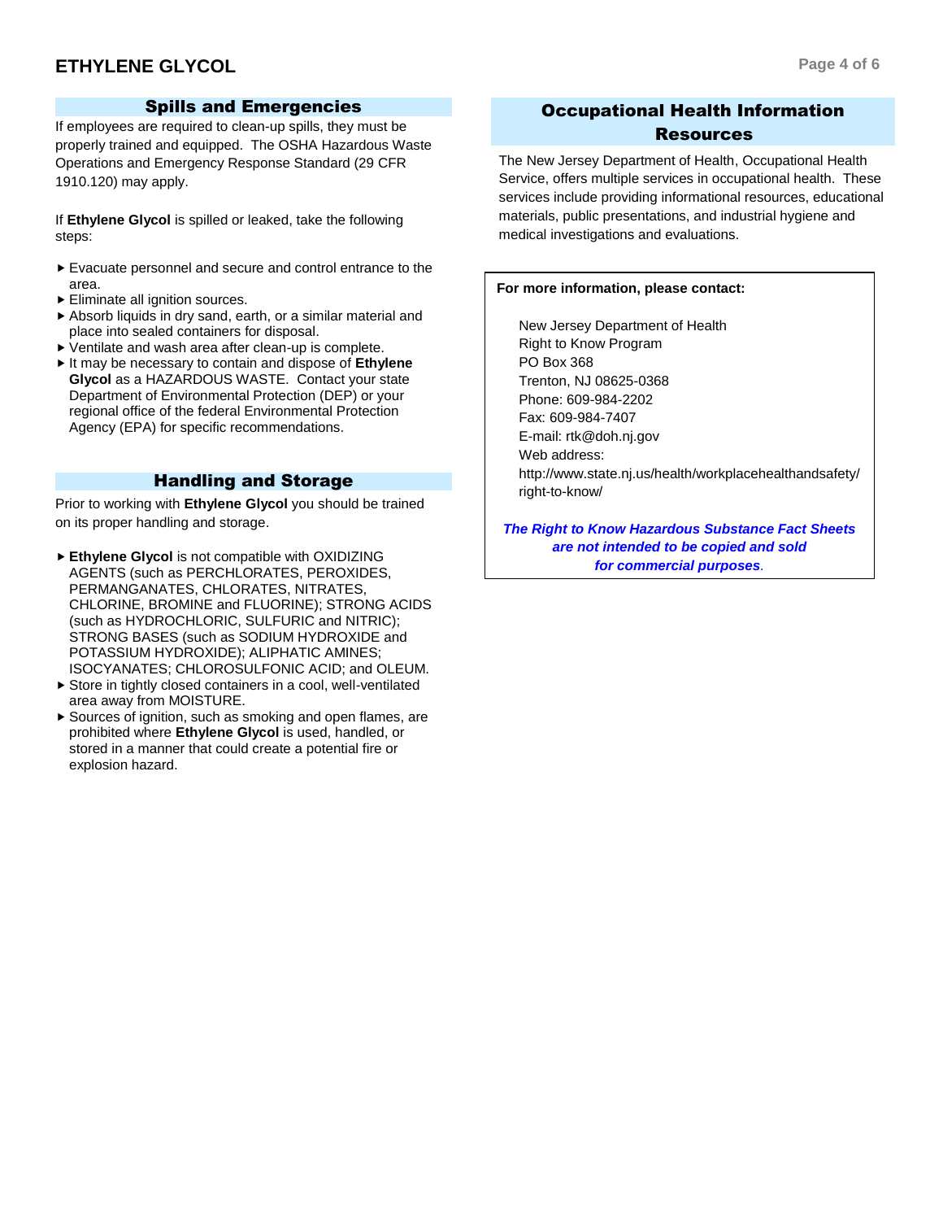## Spills and Emergencies

If employees are required to clean-up spills, they must be properly trained and equipped. The OSHA Hazardous Waste Operations and Emergency Response Standard (29 CFR 1910.120) may apply.

If **Ethylene Glycol** is spilled or leaked, take the following steps:

- Evacuate personnel and secure and control entrance to the area.
- Eliminate all ignition sources.
- Absorb liquids in dry sand, earth, or a similar material and place into sealed containers for disposal.
- Ventilate and wash area after clean-up is complete.
- It may be necessary to contain and dispose of **Ethylene Glycol** as a HAZARDOUS WASTE. Contact your state Department of Environmental Protection (DEP) or your regional office of the federal Environmental Protection Agency (EPA) for specific recommendations.

## Handling and Storage

Prior to working with **Ethylene Glycol** you should be trained on its proper handling and storage.

- **Ethylene Glycol** is not compatible with OXIDIZING AGENTS (such as PERCHLORATES, PEROXIDES, PERMANGANATES, CHLORATES, NITRATES, CHLORINE, BROMINE and FLUORINE); STRONG ACIDS (such as HYDROCHLORIC, SULFURIC and NITRIC); STRONG BASES (such as SODIUM HYDROXIDE and POTASSIUM HYDROXIDE); ALIPHATIC AMINES; ISOCYANATES; CHLOROSULFONIC ACID; and OLEUM.
- Store in tightly closed containers in a cool, well-ventilated area away from MOISTURE.
- Sources of ignition, such as smoking and open flames, are prohibited where **Ethylene Glycol** is used, handled, or stored in a manner that could create a potential fire or explosion hazard.

## Occupational Health Information Resources

The New Jersey Department of Health, Occupational Health Service, offers multiple services in occupational health. These services include providing informational resources, educational materials, public presentations, and industrial hygiene and medical investigations and evaluations.

**For more information, please contact:**

New Jersey Department of Health
Right to Know Program
PO Box 368
Trenton, NJ 08625-0368
Phone: 609-984-2202
Fax: 609-984-7407
E-mail: rtk@doh.nj.gov
Web address:
http://www.state.nj.us/health/workplacehealthandsafety/right-to-know/

***The Right to Know Hazardous Substance Fact Sheets are not intended to be copied and sold for commercial purposes.***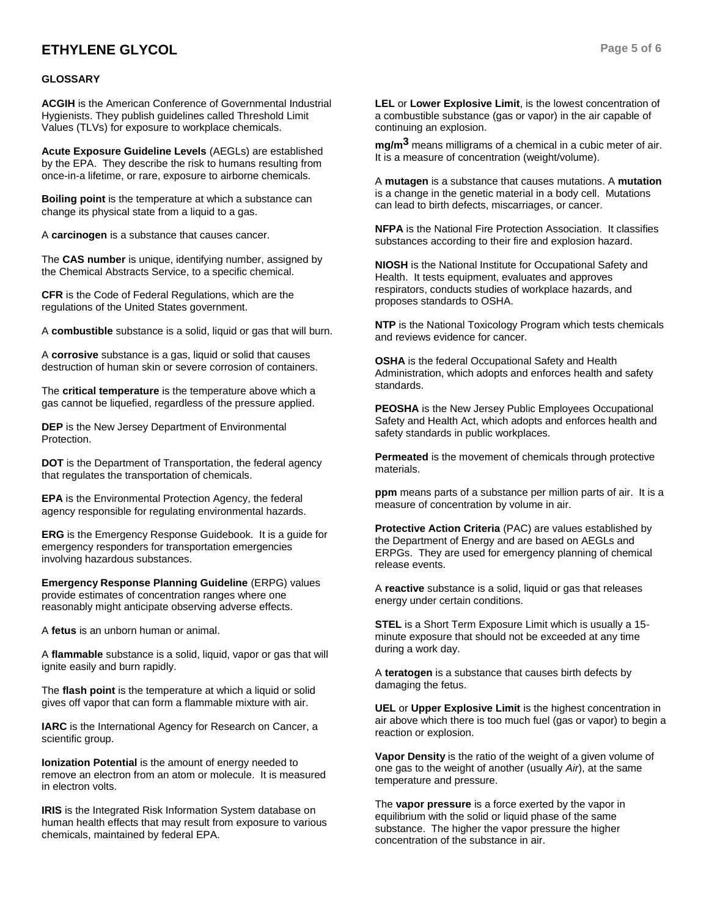## GLOSSARY

**ACGIH** is the American Conference of Governmental Industrial Hygienists. They publish guidelines called Threshold Limit Values (TLVs) for exposure to workplace chemicals.

**Acute Exposure Guideline Levels** (AEGLs) are established by the EPA. They describe the risk to humans resulting from once-in-a lifetime, or rare, exposure to airborne chemicals.

**Boiling point** is the temperature at which a substance can change its physical state from a liquid to a gas.

A **carcinogen** is a substance that causes cancer.

The **CAS number** is unique, identifying number, assigned by the Chemical Abstracts Service, to a specific chemical.

**CFR** is the Code of Federal Regulations, which are the regulations of the United States government.

A **combustible** substance is a solid, liquid or gas that will burn.

A **corrosive** substance is a gas, liquid or solid that causes destruction of human skin or severe corrosion of containers.

The **critical temperature** is the temperature above which a gas cannot be liquefied, regardless of the pressure applied.

**DEP** is the New Jersey Department of Environmental Protection.

**DOT** is the Department of Transportation, the federal agency that regulates the transportation of chemicals.

**EPA** is the Environmental Protection Agency, the federal agency responsible for regulating environmental hazards.

**ERG** is the Emergency Response Guidebook. It is a guide for emergency responders for transportation emergencies involving hazardous substances.

**Emergency Response Planning Guideline** (ERPG) values provide estimates of concentration ranges where one reasonably might anticipate observing adverse effects.

A **fetus** is an unborn human or animal.

A **flammable** substance is a solid, liquid, vapor or gas that will ignite easily and burn rapidly.

The **flash point** is the temperature at which a liquid or solid gives off vapor that can form a flammable mixture with air.

**IARC** is the International Agency for Research on Cancer, a scientific group.

**Ionization Potential** is the amount of energy needed to remove an electron from an atom or molecule. It is measured in electron volts.

**IRIS** is the Integrated Risk Information System database on human health effects that may result from exposure to various chemicals, maintained by federal EPA.

**LEL** or **Lower Explosive Limit**, is the lowest concentration of a combustible substance (gas or vapor) in the air capable of continuing an explosion.

**$mg/m^3$** means milligrams of a chemical in a cubic meter of air. It is a measure of concentration (weight/volume).

A **mutagen** is a substance that causes mutations. A **mutation** is a change in the genetic material in a body cell. Mutations can lead to birth defects, miscarriages, or cancer.

**NFPA** is the National Fire Protection Association. It classifies substances according to their fire and explosion hazard.

**NIOSH** is the National Institute for Occupational Safety and Health. It tests equipment, evaluates and approves respirators, conducts studies of workplace hazards, and proposes standards to OSHA.

**NTP** is the National Toxicology Program which tests chemicals and reviews evidence for cancer.

**OSHA** is the federal Occupational Safety and Health Administration, which adopts and enforces health and safety standards.

**PEOSHA** is the New Jersey Public Employees Occupational Safety and Health Act, which adopts and enforces health and safety standards in public workplaces.

**Permeated** is the movement of chemicals through protective materials.

**ppm** means parts of a substance per million parts of air. It is a measure of concentration by volume in air.

**Protective Action Criteria** (PAC) are values established by the Department of Energy and are based on AEGLs and ERPGs. They are used for emergency planning of chemical release events.

A **reactive** substance is a solid, liquid or gas that releases energy under certain conditions.

**STEL** is a Short Term Exposure Limit which is usually a 15-minute exposure that should not be exceeded at any time during a work day.

A **teratogen** is a substance that causes birth defects by damaging the fetus.

**UEL** or **Upper Explosive Limit** is the highest concentration in air above which there is too much fuel (gas or vapor) to begin a reaction or explosion.

**Vapor Density** is the ratio of the weight of a given volume of one gas to the weight of another (usually *Air*), at the same temperature and pressure.

The **vapor pressure** is a force exerted by the vapor in equilibrium with the solid or liquid phase of the same substance. The higher the vapor pressure the higher concentration of the substance in air.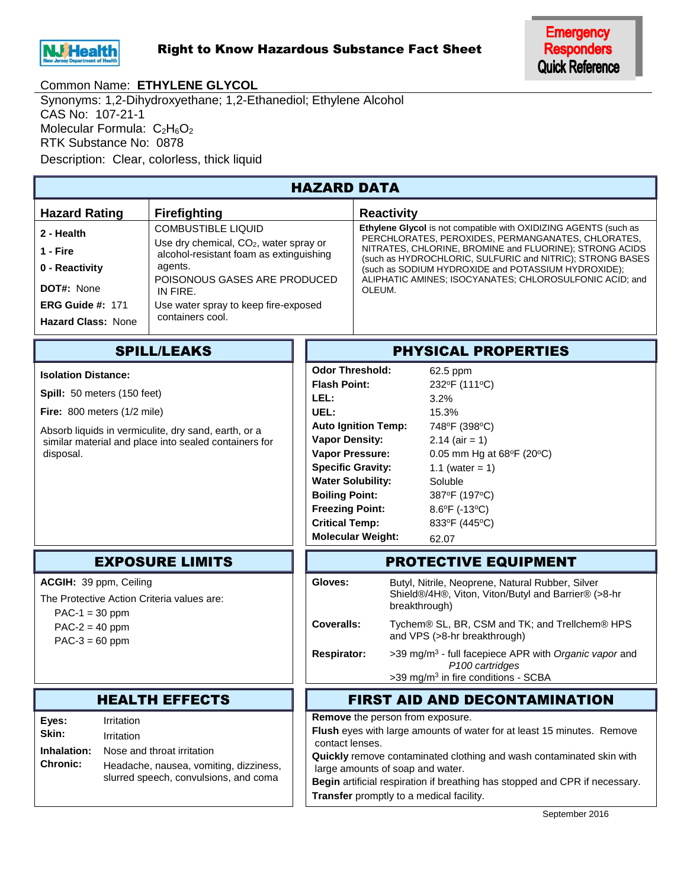**Right to Know Hazardous Substance Fact Sheet**

**Emergency Responders Quick Reference**

Common Name: **ETHYLENE GLYCOL**

Synonyms: 1,2-Dihydroxyethane; 1,2-Ethanediol; Ethylene Alcohol
CAS No: 107-21-1
Molecular Formula: $C_2H_6O_2$
RTK Substance No: 0878
Description: Clear, colorless, thick liquid

## HAZARD DATA

| Hazard Rating | Firefighting | Reactivity |
|---|---|---|
| **2 - Health**<br>**1 - Fire**<br>**0 - Reactivity**<br>**DOT#:** None<br>**ERG Guide #:** 171<br>**Hazard Class:** None | COMBUSTIBLE LIQUID<br>Use dry chemical, $CO_2$, water spray or alcohol-resistant foam as extinguishing agents.<br>POISONOUS GASES ARE PRODUCED IN FIRE.<br>Use water spray to keep fire-exposed containers cool. | **Ethylene Glycol** is not compatible with OXIDIZING AGENTS (such as PERCHLORATES, PEROXIDES, PERMANGANATES, CHLORATES, NITRATES, CHLORINE, BROMINE and FLUORINE); STRONG ACIDS (such as HYDROCHLORIC, SULFURIC and NITRIC); STRONG BASES (such as SODIUM HYDROXIDE and POTASSIUM HYDROXIDE); ALIPHATIC AMINES; ISOCYANATES; CHLOROSULFONIC ACID; and OLEUM. |

## SPILL/LEAKS

**Isolation Distance:**

**Spill:** 50 meters (150 feet)

**Fire:** 800 meters (1/2 mile)

Absorb liquids in vermiculite, dry sand, earth, or a similar material and place into sealed containers for disposal.

## PHYSICAL PROPERTIES

| | |
|---|---|
| **Odor Threshold:** | 62.5 ppm |
| **Flash Point:** | 232°F (111°C) |
| **LEL:** | 3.2% |
| **UEL:** | 15.3% |
| **Auto Ignition Temp:** | 748°F (398°C) |
| **Vapor Density:** | 2.14 (air = 1) |
| **Vapor Pressure:** | 0.05 mm Hg at 68°F (20°C) |
| **Specific Gravity:** | 1.1 (water = 1) |
| **Water Solubility:** | Soluble |
| **Boiling Point:** | 387°F (197°C) |
| **Freezing Point:** | 8.6°F (-13°C) |
| **Critical Temp:** | 833°F (445°C) |
| **Molecular Weight:** | 62.07 |

## EXPOSURE LIMITS

**ACGIH:** 39 ppm, Ceiling

The Protective Action Criteria values are:

PAC-1 = 30 ppm
PAC-2 = 40 ppm
PAC-3 = 60 ppm

## PROTECTIVE EQUIPMENT

| | |
|---|---|
| **Gloves:** | Butyl, Nitrile, Neoprene, Natural Rubber, Silver Shield®/4H®, Viton, Viton/Butyl and Barrier® (>8-hr breakthrough) |
| **Coveralls:** | Tychem® SL, BR, CSM and TK; and Trellchem® HPS and VPS (>8-hr breakthrough) |
| **Respirator:** | >39 mg/m³ - full facepiece APR with *Organic vapor* and *P100 cartridges*<br>>39 mg/m³ in fire conditions - SCBA |

## HEALTH EFFECTS

| | |
|---|---|
| **Eyes:** | Irritation |
| **Skin:** | Irritation |
| **Inhalation:** | Nose and throat irritation |
| **Chronic:** | Headache, nausea, vomiting, dizziness, slurred speech, convulsions, and coma |

## FIRST AID AND DECONTAMINATION

**Remove** the person from exposure.

**Flush** eyes with large amounts of water for at least 15 minutes. Remove contact lenses.

**Quickly** remove contaminated clothing and wash contaminated skin with large amounts of soap and water.

**Begin** artificial respiration if breathing has stopped and CPR if necessary.

**Transfer** promptly to a medical facility.

September 2016